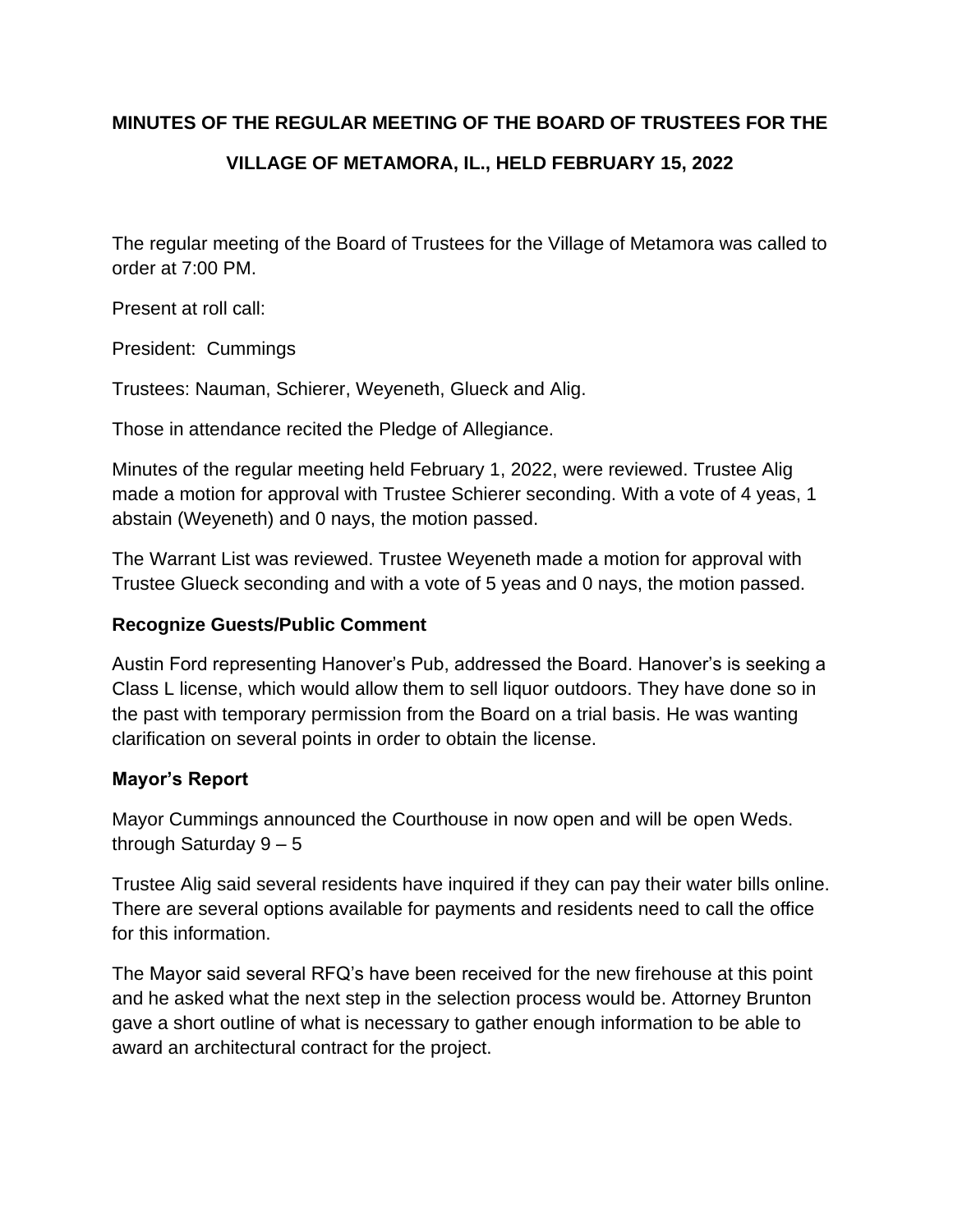**MINUTES OF THE REGULAR MEETING OF THE BOARD OF TRUSTEES FOR THE VILLAGE OF METAMORA, IL., HELD FEBRUARY 15, 2022**

The regular meeting of the Board of Trustees for the Village of Metamora was called to order at 7:00 PM.

Present at roll call:

President: Cummings

Trustees: Nauman, Schierer, Weyeneth, Glueck and Alig.

Those in attendance recited the Pledge of Allegiance.

Minutes of the regular meeting held February 1, 2022, were reviewed. Trustee Alig made a motion for approval with Trustee Schierer seconding. With a vote of 4 yeas, 1 abstain (Weyeneth) and 0 nays, the motion passed.

The Warrant List was reviewed. Trustee Weyeneth made a motion for approval with Trustee Glueck seconding and with a vote of 5 yeas and 0 nays, the motion passed.

### Recognize Guests/Public Comment

Austin Ford representing Hanover's Pub, addressed the Board. Hanover's is seeking a Class L license, which would allow them to sell liquor outdoors. They have done so in the past with temporary permission from the Board on a trial basis. He was wanting clarification on several points in order to obtain the license.

### Mayor's Report

Mayor Cummings announced the Courthouse in now open and will be open Weds. through Saturday 9 – 5

Trustee Alig said several residents have inquired if they can pay their water bills online. There are several options available for payments and residents need to call the office for this information.

The Mayor said several RFQ's have been received for the new firehouse at this point and he asked what the next step in the selection process would be. Attorney Brunton gave a short outline of what is necessary to gather enough information to be able to award an architectural contract for the project.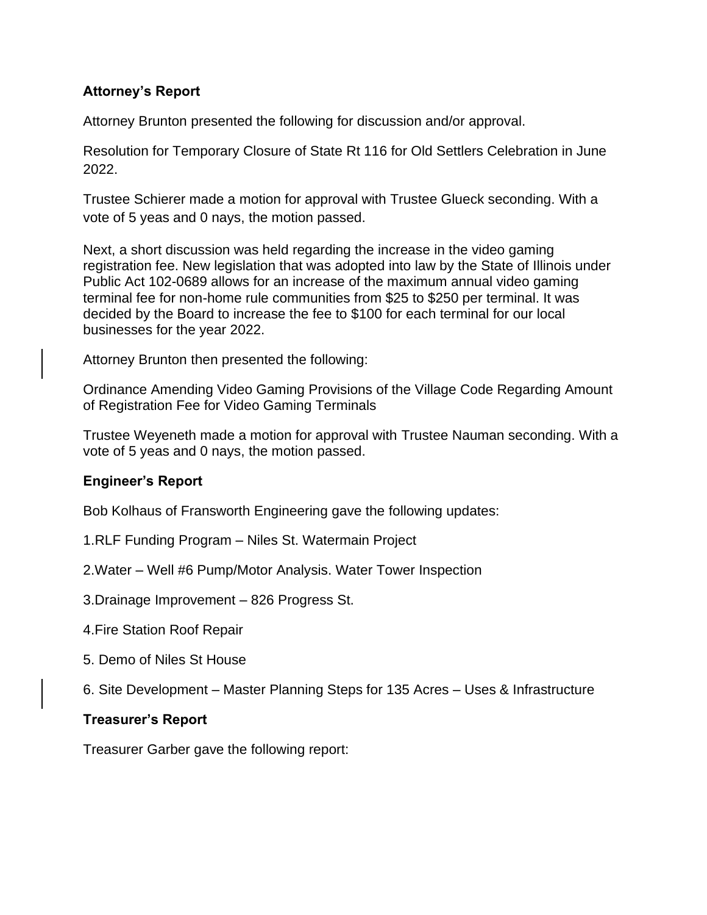**Attorney's Report**

Attorney Brunton presented the following for discussion and/or approval.

Resolution for Temporary Closure of State Rt 116 for Old Settlers Celebration in June 2022.

Trustee Schierer made a motion for approval with Trustee Glueck seconding. With a vote of 5 yeas and 0 nays, the motion passed.

Next, a short discussion was held regarding the increase in the video gaming registration fee. New legislation that was adopted into law by the State of Illinois under Public Act 102-0689 allows for an increase of the maximum annual video gaming terminal fee for non-home rule communities from $25 to $250 per terminal. It was decided by the Board to increase the fee to $100 for each terminal for our local businesses for the year 2022.

Attorney Brunton then presented the following:

Ordinance Amending Video Gaming Provisions of the Village Code Regarding Amount of Registration Fee for Video Gaming Terminals

Trustee Weyeneth made a motion for approval with Trustee Nauman seconding. With a vote of 5 yeas and 0 nays, the motion passed.

**Engineer's Report**

Bob Kolhaus of Fransworth Engineering gave the following updates:

1.RLF Funding Program – Niles St. Watermain Project

2.Water – Well #6 Pump/Motor Analysis. Water Tower Inspection

3.Drainage Improvement – 826 Progress St.

4.Fire Station Roof Repair

5. Demo of Niles St House

6. Site Development – Master Planning Steps for 135 Acres – Uses & Infrastructure

**Treasurer's Report**

Treasurer Garber gave the following report: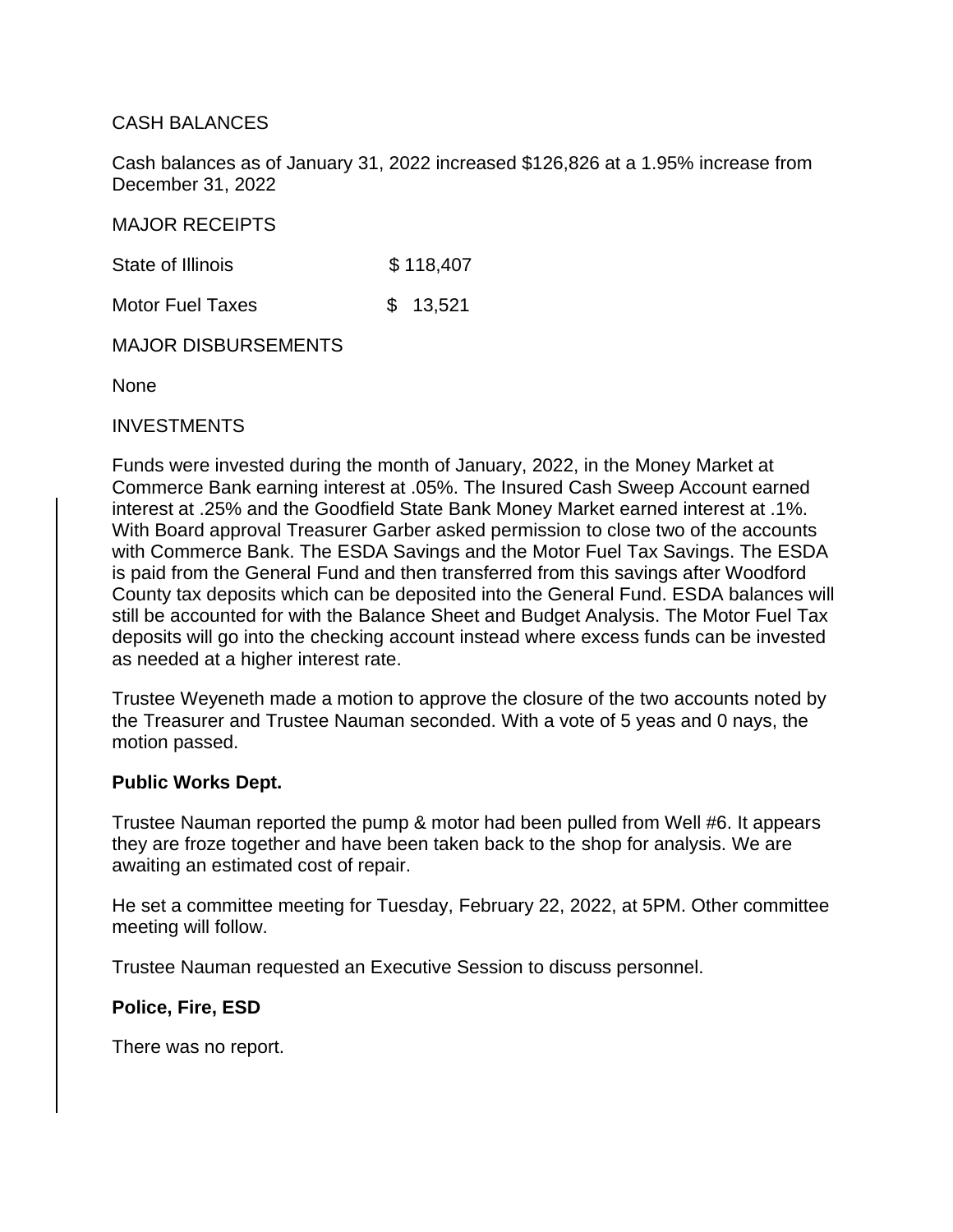CASH BALANCES

Cash balances as of January 31, 2022 increased $126,826 at a 1.95% increase from December 31, 2022

MAJOR RECEIPTS

| | |
|---|---|
| State of Illinois | $ 118,407 |
| Motor Fuel Taxes | $ 13,521 |

MAJOR DISBURSEMENTS

None

INVESTMENTS

Funds were invested during the month of January, 2022, in the Money Market at Commerce Bank earning interest at .05%. The Insured Cash Sweep Account earned interest at .25% and the Goodfield State Bank Money Market earned interest at .1%. With Board approval Treasurer Garber asked permission to close two of the accounts with Commerce Bank. The ESDA Savings and the Motor Fuel Tax Savings. The ESDA is paid from the General Fund and then transferred from this savings after Woodford County tax deposits which can be deposited into the General Fund. ESDA balances will still be accounted for with the Balance Sheet and Budget Analysis. The Motor Fuel Tax deposits will go into the checking account instead where excess funds can be invested as needed at a higher interest rate.

Trustee Weyeneth made a motion to approve the closure of the two accounts noted by the Treasurer and Trustee Nauman seconded. With a vote of 5 yeas and 0 nays, the motion passed.

**Public Works Dept.**

Trustee Nauman reported the pump & motor had been pulled from Well #6. It appears they are froze together and have been taken back to the shop for analysis. We are awaiting an estimated cost of repair.

He set a committee meeting for Tuesday, February 22, 2022, at 5PM. Other committee meeting will follow.

Trustee Nauman requested an Executive Session to discuss personnel.

**Police, Fire, ESD**

There was no report.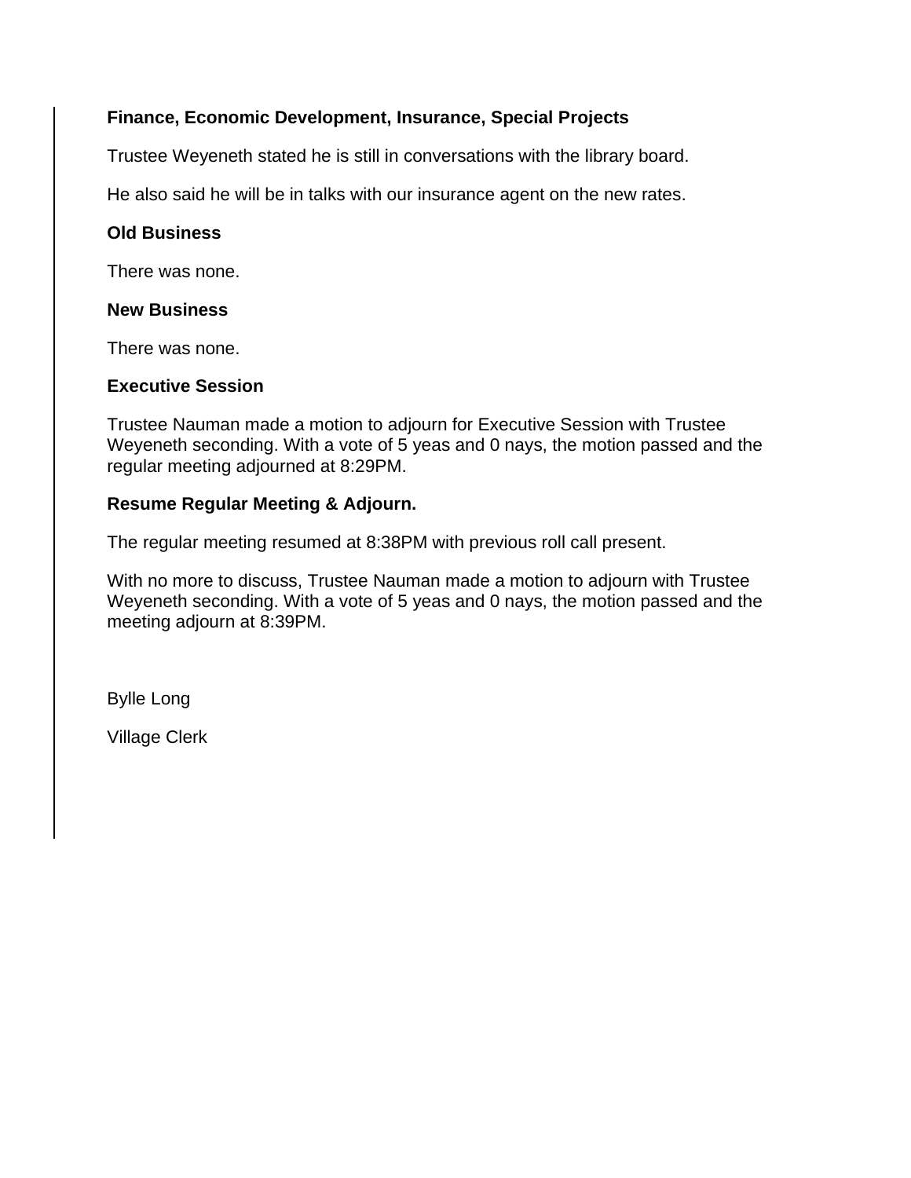**Finance, Economic Development, Insurance, Special Projects**

Trustee Weyeneth stated he is still in conversations with the library board.

He also said he will be in talks with our insurance agent on the new rates.

**Old Business**

There was none.

**New Business**

There was none.

**Executive Session**

Trustee Nauman made a motion to adjourn for Executive Session with Trustee Weyeneth seconding. With a vote of 5 yeas and 0 nays, the motion passed and the regular meeting adjourned at 8:29PM.

**Resume Regular Meeting & Adjourn.**

The regular meeting resumed at 8:38PM with previous roll call present.

With no more to discuss, Trustee Nauman made a motion to adjourn with Trustee Weyeneth seconding. With a vote of 5 yeas and 0 nays, the motion passed and the meeting adjourn at 8:39PM.

Bylle Long

Village Clerk